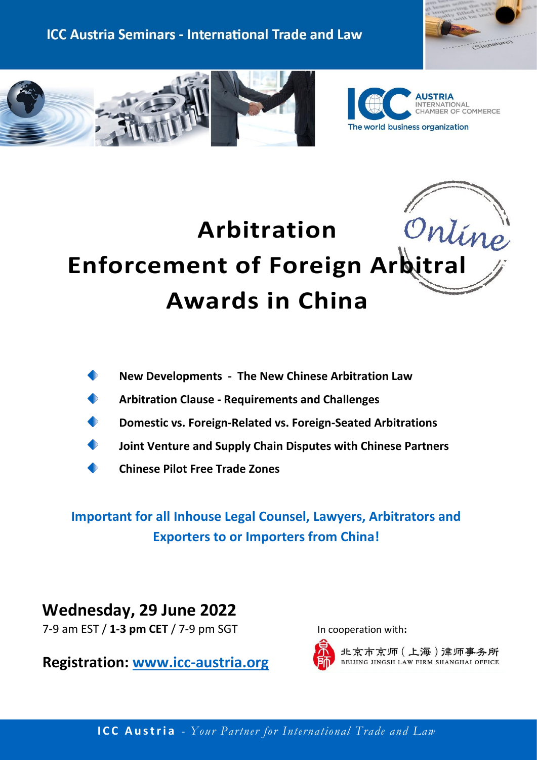ICC Austria Seminars - International Trade and Law

AUSTRIA
INTERNATIONAL
CHAMBER OF COMMERCE
The world business organization

Online

# Arbitration
# Enforcement of Foreign Arbitral Awards in China

- **New Developments - The New Chinese Arbitration Law**
- **Arbitration Clause - Requirements and Challenges**
- **Domestic vs. Foreign-Related vs. Foreign-Seated Arbitrations**
- **Joint Venture and Supply Chain Disputes with Chinese Partners**
- **Chinese Pilot Free Trade Zones**

**Important for all Inhouse Legal Counsel, Lawyers, Arbitrators and Exporters to or Importers from China!**

## Wednesday, 29 June 2022

7-9 am EST / **1-3 pm CET** / 7-9 pm SGT

**Registration: www.icc-austria.org**

In cooperation with**:**

北京市京师（上海）律师事务所
BEIJING JINGSH LAW FIRM SHANGHAI OFFICE

**ICC Austria** - *Your Partner for International Trade and Law*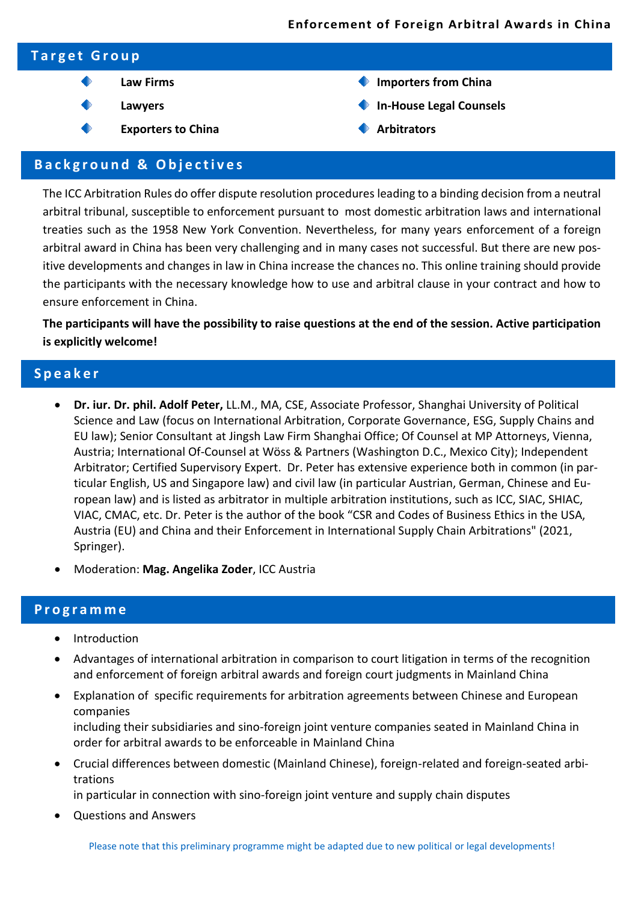Enforcement of Foreign Arbitral Awards in China

## Target Group

- Law Firms
- Lawyers
- Exporters to China
- Importers from China
- In-House Legal Counsels
- Arbitrators

## Background & Objectives

The ICC Arbitration Rules do offer dispute resolution procedures leading to a binding decision from a neutral arbitral tribunal, susceptible to enforcement pursuant to most domestic arbitration laws and international treaties such as the 1958 New York Convention. Nevertheless, for many years enforcement of a foreign arbitral award in China has been very challenging and in many cases not successful. But there are new positive developments and changes in law in China increase the chances no. This online training should provide the participants with the necessary knowledge how to use and arbitral clause in your contract and how to ensure enforcement in China.

**The participants will have the possibility to raise questions at the end of the session. Active participation is explicitly welcome!**

## Speaker

- **Dr. iur. Dr. phil. Adolf Peter,** LL.M., MA, CSE, Associate Professor, Shanghai University of Political Science and Law (focus on International Arbitration, Corporate Governance, ESG, Supply Chains and EU law); Senior Consultant at Jingsh Law Firm Shanghai Office; Of Counsel at MP Attorneys, Vienna, Austria; International Of-Counsel at Wöss & Partners (Washington D.C., Mexico City); Independent Arbitrator; Certified Supervisory Expert. Dr. Peter has extensive experience both in common (in particular English, US and Singapore law) and civil law (in particular Austrian, German, Chinese and European law) and is listed as arbitrator in multiple arbitration institutions, such as ICC, SIAC, SHIAC, VIAC, CMAC, etc. Dr. Peter is the author of the book "CSR and Codes of Business Ethics in the USA, Austria (EU) and China and their Enforcement in International Supply Chain Arbitrations" (2021, Springer).
- Moderation: **Mag. Angelika Zoder**, ICC Austria

## Programme

- Introduction
- Advantages of international arbitration in comparison to court litigation in terms of the recognition and enforcement of foreign arbitral awards and foreign court judgments in Mainland China
- Explanation of specific requirements for arbitration agreements between Chinese and European companies including their subsidiaries and sino-foreign joint venture companies seated in Mainland China in order for arbitral awards to be enforceable in Mainland China
- Crucial differences between domestic (Mainland Chinese), foreign-related and foreign-seated arbitrations in particular in connection with sino-foreign joint venture and supply chain disputes
- Questions and Answers

Please note that this preliminary programme might be adapted due to new political or legal developments!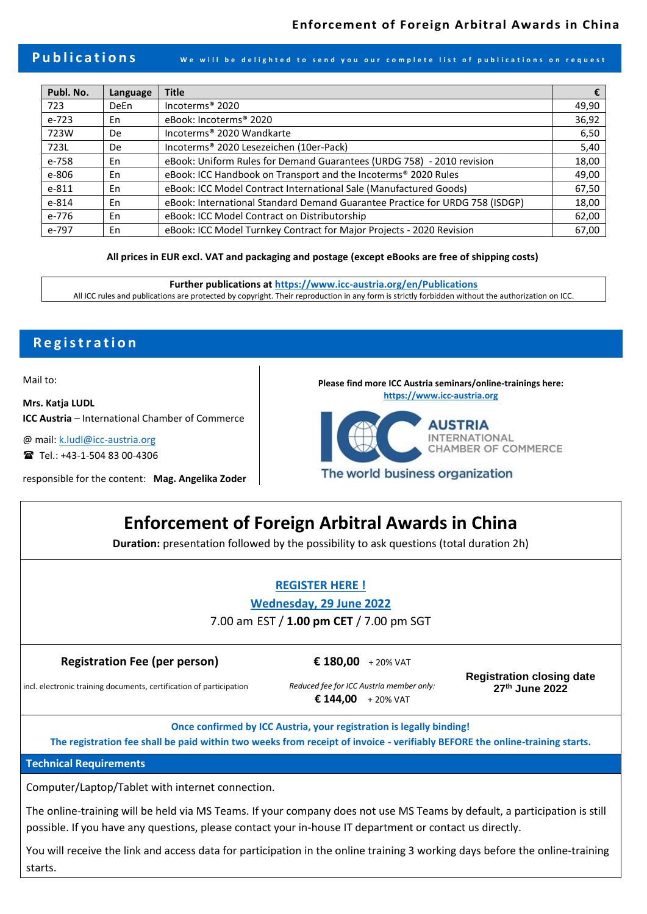## Publications

We will be delighted to send you our complete list of publications on request

| Publ. No. | Language | Title | € |
|---|---|---|---|
| 723 | DeEn | Incoterms® 2020 | 49,90 |
| e-723 | En | eBook: Incoterms® 2020 | 36,92 |
| 723W | De | Incoterms® 2020 Wandkarte | 6,50 |
| 723L | De | Incoterms® 2020 Lesezeichen (10er-Pack) | 5,40 |
| e-758 | En | eBook: Uniform Rules for Demand Guarantees (URDG 758) - 2010 revision | 18,00 |
| e-806 | En | eBook: ICC Handbook on Transport and the Incoterms® 2020 Rules | 49,00 |
| e-811 | En | eBook: ICC Model Contract International Sale (Manufactured Goods) | 67,50 |
| e-814 | En | eBook: International Standard Demand Guarantee Practice for URDG 758 (ISDGP) | 18,00 |
| e-776 | En | eBook: ICC Model Contract on Distributorship | 62,00 |
| e-797 | En | eBook: ICC Model Turnkey Contract for Major Projects - 2020 Revision | 67,00 |

**All prices in EUR excl. VAT and packaging and postage (except eBooks are free of shipping costs)**

**Further publications at https://www.icc-austria.org/en/Publications**
All ICC rules and publications are protected by copyright. Their reproduction in any form is strictly forbidden without the authorization on ICC.

## Registration

Mail to:

**Mrs. Katja LUDL**
**ICC Austria** – International Chamber of Commerce

@ mail: k.ludl@icc-austria.org
☎ Tel.: +43-1-504 83 00-4306

responsible for the content: **Mag. Angelika Zoder**

**Please find more ICC Austria seminars/online-trainings here:**
**https://www.icc-austria.org**

ICC AUSTRIA INTERNATIONAL CHAMBER OF COMMERCE
The world business organization

# Enforcement of Foreign Arbitral Awards in China

**Duration:** presentation followed by the possibility to ask questions (total duration 2h)

**REGISTER HERE !**

**Wednesday, 29 June 2022**

7.00 am EST / **1.00 pm CET** / 7.00 pm SGT

**Registration Fee (per person)** **€ 180,00** + 20% VAT

incl. electronic training documents, certification of participation

*Reduced fee for ICC Austria member only:*
**€ 144,00** + 20% VAT

**Registration closing date 27th June 2022**

**Once confirmed by ICC Austria, your registration is legally binding!**
**The registration fee shall be paid within two weeks from receipt of invoice - verifiably BEFORE the online-training starts.**

### Technical Requirements

Computer/Laptop/Tablet with internet connection.

The online-training will be held via MS Teams. If your company does not use MS Teams by default, a participation is still possible. If you have any questions, please contact your in-house IT department or contact us directly.

You will receive the link and access data for participation in the online training 3 working days before the online-training starts.